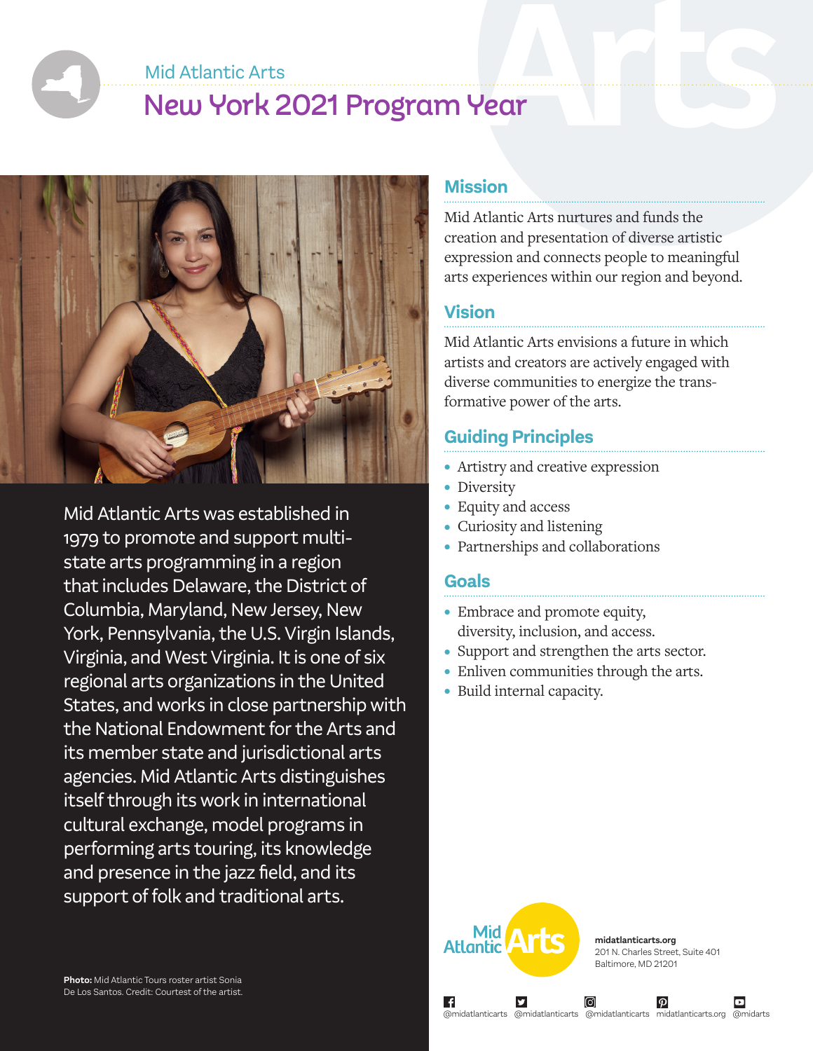Mid Atlantic Arts

# New York 2021 Program Year

Mid Atlantic Arts was established in 1979 to promote and support multi-state arts programming in a region that includes Delaware, the District of Columbia, Maryland, New Jersey, New York, Pennsylvania, the U.S. Virgin Islands, Virginia, and West Virginia. It is one of six regional arts organizations in the United States, and works in close partnership with the National Endowment for the Arts and its member state and jurisdictional arts agencies. Mid Atlantic Arts distinguishes itself through its work in international cultural exchange, model programs in performing arts touring, its knowledge and presence in the jazz field, and its support of folk and traditional arts.

**Photo:** Mid Atlantic Tours roster artist Sonia De Los Santos. Credit: Courtest of the artist.

## Mission

Mid Atlantic Arts nurtures and funds the creation and presentation of diverse artistic expression and connects people to meaningful arts experiences within our region and beyond.

## Vision

Mid Atlantic Arts envisions a future in which artists and creators are actively engaged with diverse communities to energize the transformative power of the arts.

## Guiding Principles

- Artistry and creative expression
- Diversity
- Equity and access
- Curiosity and listening
- Partnerships and collaborations

## Goals

- Embrace and promote equity, diversity, inclusion, and access.
- Support and strengthen the arts sector.
- Enliven communities through the arts.
- Build internal capacity.

Mid Atlantic Arts

**midatlanticarts.org**
201 N. Charles Street, Suite 401
Baltimore, MD 21201

@midatlanticarts @midatlanticarts @midatlanticarts midatlanticarts.org @midarts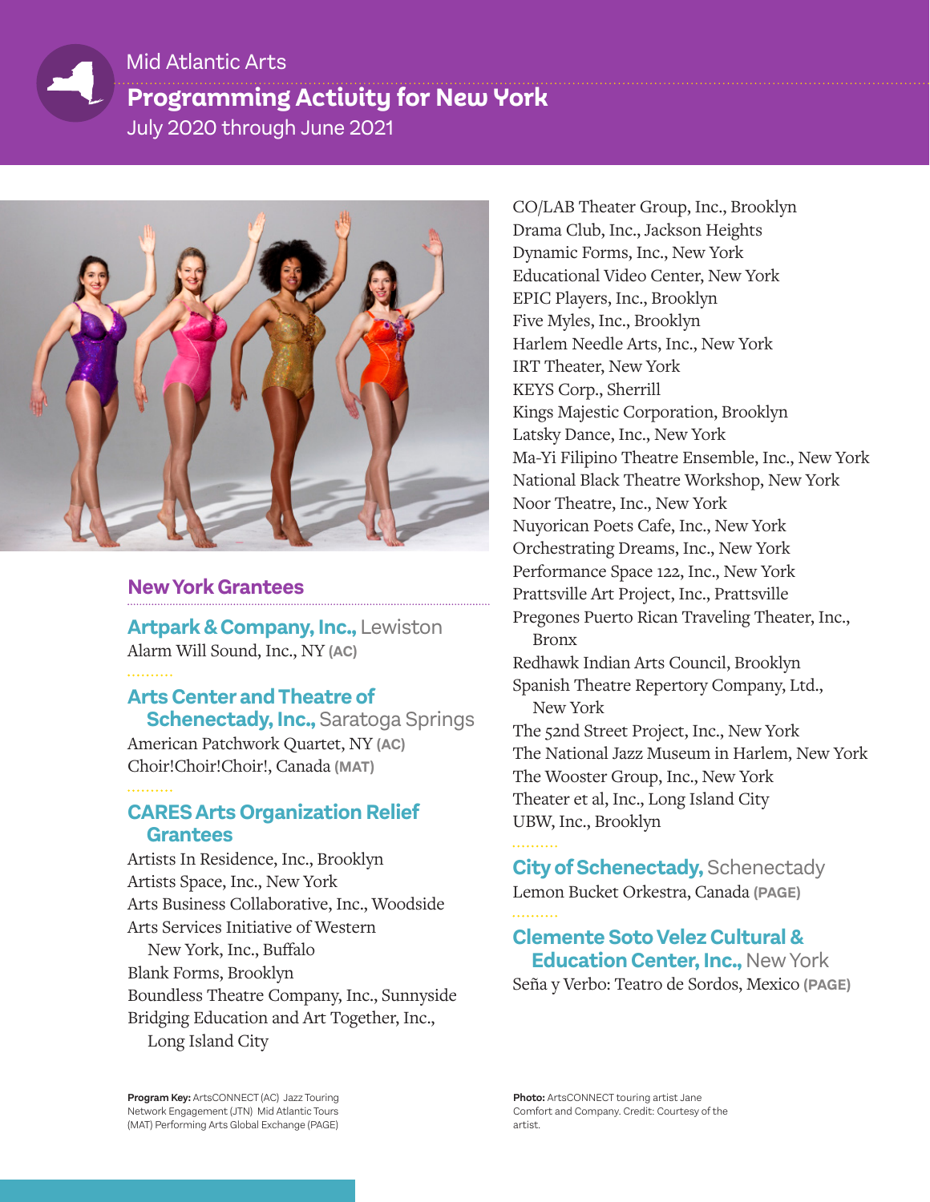Mid Atlantic Arts

# Programming Activity for New York

July 2020 through June 2021

## New York Grantees

### Artpark & Company, Inc., Lewiston

Alarm Will Sound, Inc., NY **(AC)**

### Arts Center and Theatre of Schenectady, Inc., Saratoga Springs

American Patchwork Quartet, NY **(AC)**
Choir!Choir!Choir!, Canada **(MAT)**

### CARES Arts Organization Relief Grantees

Artists In Residence, Inc., Brooklyn
Artists Space, Inc., New York
Arts Business Collaborative, Inc., Woodside
Arts Services Initiative of Western New York, Inc., Buffalo
Blank Forms, Brooklyn
Boundless Theatre Company, Inc., Sunnyside
Bridging Education and Art Together, Inc., Long Island City
CO/LAB Theater Group, Inc., Brooklyn
Drama Club, Inc., Jackson Heights
Dynamic Forms, Inc., New York
Educational Video Center, New York
EPIC Players, Inc., Brooklyn
Five Myles, Inc., Brooklyn
Harlem Needle Arts, Inc., New York
IRT Theater, New York
KEYS Corp., Sherrill
Kings Majestic Corporation, Brooklyn
Latsky Dance, Inc., New York
Ma-Yi Filipino Theatre Ensemble, Inc., New York
National Black Theatre Workshop, New York
Noor Theatre, Inc., New York
Nuyorican Poets Cafe, Inc., New York
Orchestrating Dreams, Inc., New York
Performance Space 122, Inc., New York
Prattsville Art Project, Inc., Prattsville
Pregones Puerto Rican Traveling Theater, Inc., Bronx
Redhawk Indian Arts Council, Brooklyn
Spanish Theatre Repertory Company, Ltd., New York
The 52nd Street Project, Inc., New York
The National Jazz Museum in Harlem, New York
The Wooster Group, Inc., New York
Theater et al, Inc., Long Island City
UBW, Inc., Brooklyn

### City of Schenectady, Schenectady

Lemon Bucket Orkestra, Canada **(PAGE)**

### Clemente Soto Velez Cultural & Education Center, Inc., New York

Seña y Verbo: Teatro de Sordos, Mexico **(PAGE)**

**Program Key:** ArtsCONNECT (AC) Jazz Touring Network Engagement (JTN) Mid Atlantic Tours (MAT) Performing Arts Global Exchange (PAGE)

**Photo:** ArtsCONNECT touring artist Jane Comfort and Company. Credit: Courtesy of the artist.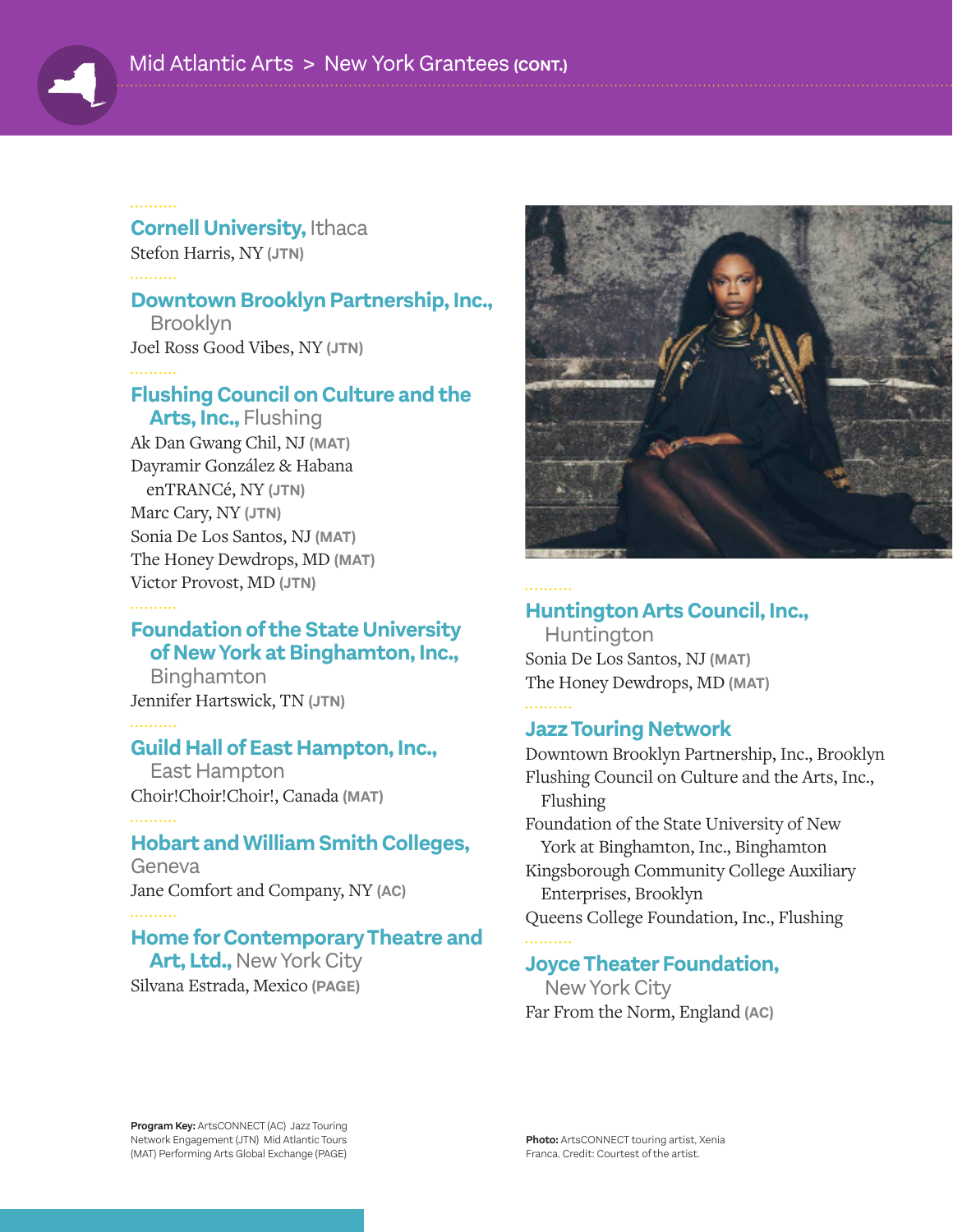### Cornell University, Ithaca

Stefon Harris, NY **(JTN)**

### Downtown Brooklyn Partnership, Inc., Brooklyn

Joel Ross Good Vibes, NY **(JTN)**

### Flushing Council on Culture and the Arts, Inc., Flushing

Ak Dan Gwang Chil, NJ **(MAT)**
Dayramir González & Habana enTRANCé, NY **(JTN)**
Marc Cary, NY **(JTN)**
Sonia De Los Santos, NJ **(MAT)**
The Honey Dewdrops, MD **(MAT)**
Victor Provost, MD **(JTN)**

### Foundation of the State University of New York at Binghamton, Inc., Binghamton

Jennifer Hartswick, TN **(JTN)**

### Guild Hall of East Hampton, Inc., East Hampton

Choir!Choir!Choir!, Canada **(MAT)**

### Hobart and William Smith Colleges, Geneva

Jane Comfort and Company, NY **(AC)**

### Home for Contemporary Theatre and Art, Ltd., New York City

Silvana Estrada, Mexico **(PAGE)**

### Huntington Arts Council, Inc., Huntington

Sonia De Los Santos, NJ **(MAT)**
The Honey Dewdrops, MD **(MAT)**

### Jazz Touring Network

Downtown Brooklyn Partnership, Inc., Brooklyn
Flushing Council on Culture and the Arts, Inc., Flushing
Foundation of the State University of New York at Binghamton, Inc., Binghamton
Kingsborough Community College Auxiliary Enterprises, Brooklyn
Queens College Foundation, Inc., Flushing

### Joyce Theater Foundation, New York City

Far From the Norm, England **(AC)**

**Program Key:** ArtsCONNECT (AC) Jazz Touring Network Engagement (JTN) Mid Atlantic Tours (MAT) Performing Arts Global Exchange (PAGE)

**Photo:** ArtsCONNECT touring artist, Xenia Franca. Credit: Courtest of the artist.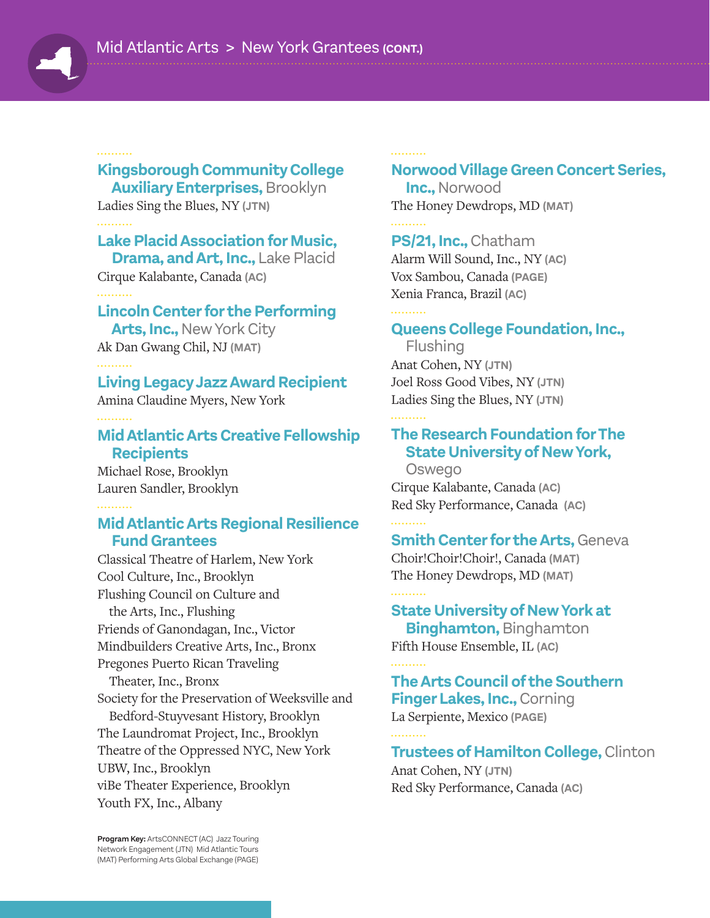## Mid Atlantic Arts > New York Grantees (CONT.)

### Kingsborough Community College Auxiliary Enterprises, Brooklyn

Ladies Sing the Blues, NY **(JTN)**

### Lake Placid Association for Music, Drama, and Art, Inc., Lake Placid

Cirque Kalabante, Canada **(AC)**

### Lincoln Center for the Performing Arts, Inc., New York City

Ak Dan Gwang Chil, NJ **(MAT)**

### Living Legacy Jazz Award Recipient

Amina Claudine Myers, New York

### Mid Atlantic Arts Creative Fellowship Recipients

Michael Rose, Brooklyn
Lauren Sandler, Brooklyn

### Mid Atlantic Arts Regional Resilience Fund Grantees

Classical Theatre of Harlem, New York
Cool Culture, Inc., Brooklyn
Flushing Council on Culture and the Arts, Inc., Flushing
Friends of Ganondagan, Inc., Victor
Mindbuilders Creative Arts, Inc., Bronx
Pregones Puerto Rican Traveling Theater, Inc., Bronx
Society for the Preservation of Weeksville and Bedford-Stuyvesant History, Brooklyn
The Laundromat Project, Inc., Brooklyn
Theatre of the Oppressed NYC, New York
UBW, Inc., Brooklyn
viBe Theater Experience, Brooklyn
Youth FX, Inc., Albany

### Norwood Village Green Concert Series, Inc., Norwood

The Honey Dewdrops, MD **(MAT)**

### PS/21, Inc., Chatham

Alarm Will Sound, Inc., NY **(AC)**
Vox Sambou, Canada **(PAGE)**
Xenia Franca, Brazil **(AC)**

### Queens College Foundation, Inc., Flushing

Anat Cohen, NY **(JTN)**
Joel Ross Good Vibes, NY **(JTN)**
Ladies Sing the Blues, NY **(JTN)**

### The Research Foundation for The State University of New York, Oswego

Cirque Kalabante, Canada **(AC)**
Red Sky Performance, Canada **(AC)**

### Smith Center for the Arts, Geneva

Choir!Choir!Choir!, Canada **(MAT)**
The Honey Dewdrops, MD **(MAT)**

### State University of New York at Binghamton, Binghamton

Fifth House Ensemble, IL **(AC)**

### The Arts Council of the Southern Finger Lakes, Inc., Corning

La Serpiente, Mexico **(PAGE)**

### Trustees of Hamilton College, Clinton

Anat Cohen, NY **(JTN)**
Red Sky Performance, Canada **(AC)**

**Program Key:** ArtsCONNECT (AC) Jazz Touring Network Engagement (JTN) Mid Atlantic Tours (MAT) Performing Arts Global Exchange (PAGE)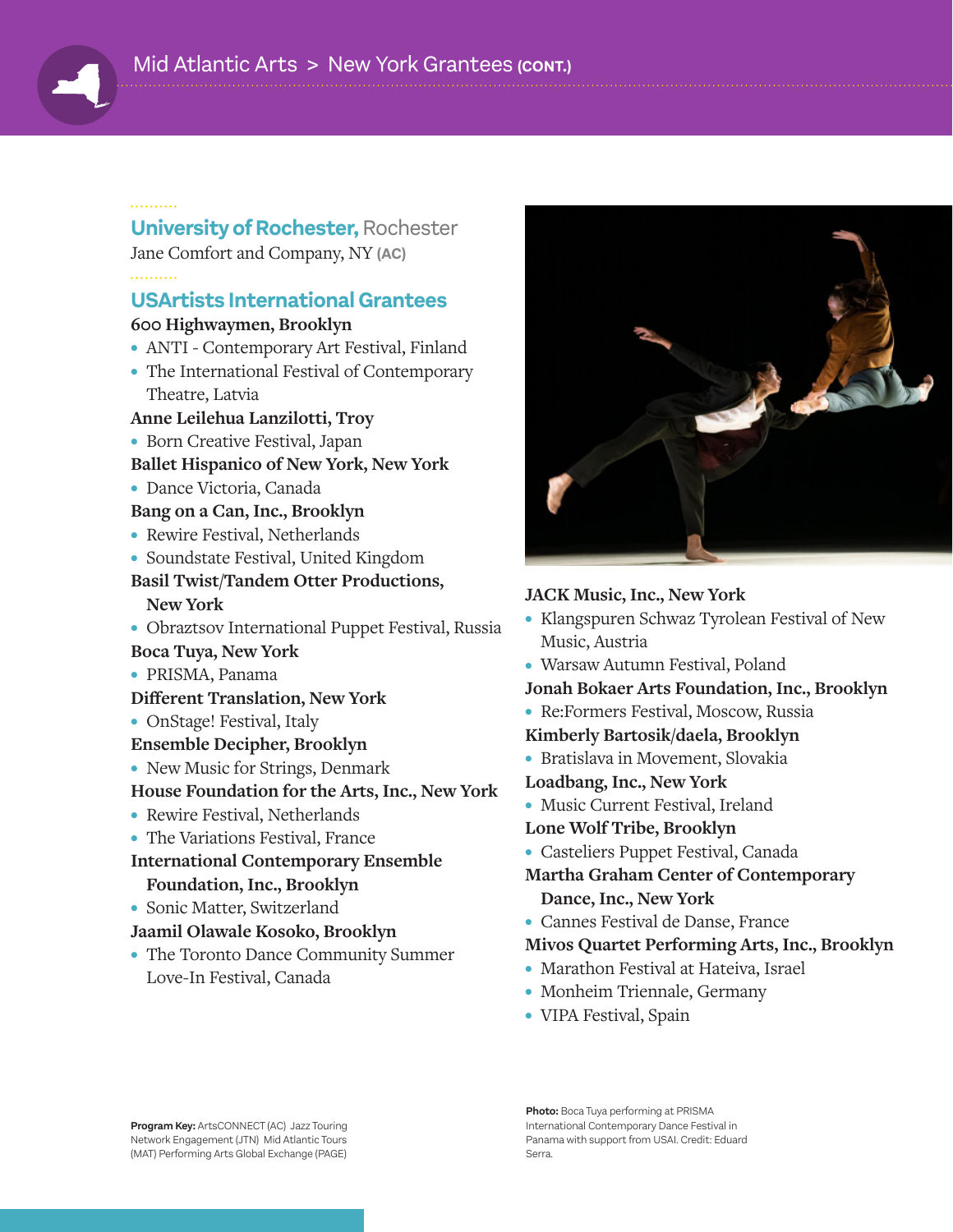## University of Rochester, Rochester

Jane Comfort and Company, NY **(AC)**

## USArtists International Grantees

**600 Highwaymen, Brooklyn**

- ANTI - Contemporary Art Festival, Finland
- The International Festival of Contemporary Theatre, Latvia

**Anne Leilehua Lanzilotti, Troy**

- Born Creative Festival, Japan

**Ballet Hispanico of New York, New York**

- Dance Victoria, Canada

**Bang on a Can, Inc., Brooklyn**

- Rewire Festival, Netherlands
- Soundstate Festival, United Kingdom

**Basil Twist/Tandem Otter Productions, New York**

- Obraztsov International Puppet Festival, Russia

**Boca Tuya, New York**

- PRISMA, Panama

**Different Translation, New York**

- OnStage! Festival, Italy

**Ensemble Decipher, Brooklyn**

- New Music for Strings, Denmark

**House Foundation for the Arts, Inc., New York**

- Rewire Festival, Netherlands
- The Variations Festival, France

**International Contemporary Ensemble Foundation, Inc., Brooklyn**

- Sonic Matter, Switzerland

**Jaamil Olawale Kosoko, Brooklyn**

- The Toronto Dance Community Summer Love-In Festival, Canada

**JACK Music, Inc., New York**

- Klangspuren Schwaz Tyrolean Festival of New Music, Austria
- Warsaw Autumn Festival, Poland

**Jonah Bokaer Arts Foundation, Inc., Brooklyn**

- Re:Formers Festival, Moscow, Russia

**Kimberly Bartosik/daela, Brooklyn**

- Bratislava in Movement, Slovakia

**Loadbang, Inc., New York**

- Music Current Festival, Ireland

**Lone Wolf Tribe, Brooklyn**

- Casteliers Puppet Festival, Canada

**Martha Graham Center of Contemporary Dance, Inc., New York**

- Cannes Festival de Danse, France

**Mivos Quartet Performing Arts, Inc., Brooklyn**

- Marathon Festival at Hateiva, Israel
- Monheim Triennale, Germany
- VIPA Festival, Spain

**Photo:** Boca Tuya performing at PRISMA International Contemporary Dance Festival in Panama with support from USAI. Credit: Eduard Serra.

**Program Key:** ArtsCONNECT (AC) Jazz Touring Network Engagement (JTN) Mid Atlantic Tours (MAT) Performing Arts Global Exchange (PAGE)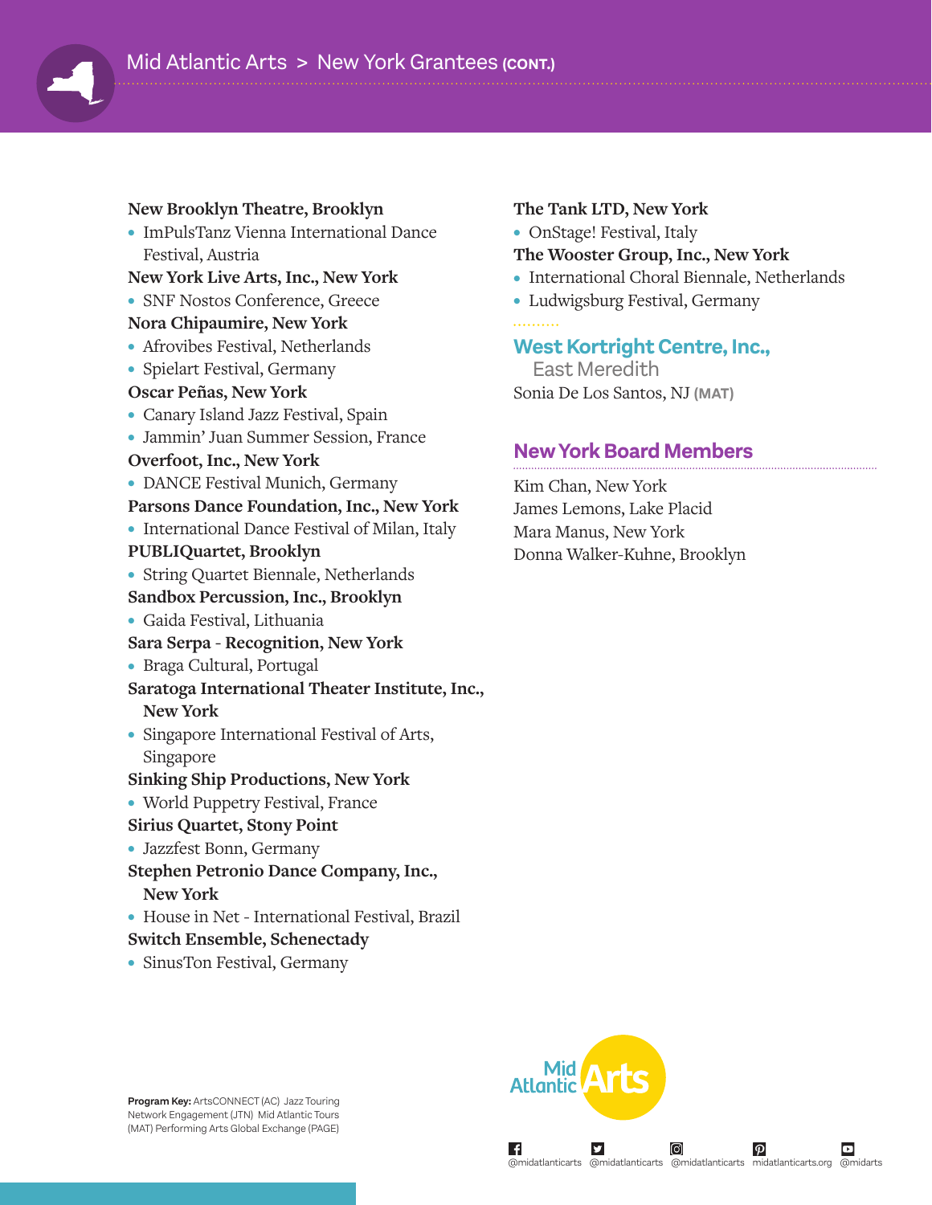**New Brooklyn Theatre, Brooklyn**

- ImPulsTanz Vienna International Dance Festival, Austria

**New York Live Arts, Inc., New York**

- SNF Nostos Conference, Greece

**Nora Chipaumire, New York**

- Afrovibes Festival, Netherlands
- Spielart Festival, Germany

**Oscar Peñas, New York**

- Canary Island Jazz Festival, Spain
- Jammin' Juan Summer Session, France

**Overfoot, Inc., New York**

- DANCE Festival Munich, Germany

**Parsons Dance Foundation, Inc., New York**

- International Dance Festival of Milan, Italy

**PUBLIQuartet, Brooklyn**

- String Quartet Biennale, Netherlands

**Sandbox Percussion, Inc., Brooklyn**

- Gaida Festival, Lithuania

**Sara Serpa - Recognition, New York**

- Braga Cultural, Portugal

**Saratoga International Theater Institute, Inc., New York**

- Singapore International Festival of Arts, Singapore

**Sinking Ship Productions, New York**

- World Puppetry Festival, France

**Sirius Quartet, Stony Point**

- Jazzfest Bonn, Germany

**Stephen Petronio Dance Company, Inc., New York**

- House in Net - International Festival, Brazil

**Switch Ensemble, Schenectady**

- SinusTon Festival, Germany

**The Tank LTD, New York**

- OnStage! Festival, Italy

**The Wooster Group, Inc., New York**

- International Choral Biennale, Netherlands
- Ludwigsburg Festival, Germany

### West Kortright Centre, Inc., East Meredith

Sonia De Los Santos, NJ **(MAT)**

## New York Board Members

Kim Chan, New York
James Lemons, Lake Placid
Mara Manus, New York
Donna Walker-Kuhne, Brooklyn

**Program Key:** ArtsCONNECT (AC) Jazz Touring Network Engagement (JTN) Mid Atlantic Tours (MAT) Performing Arts Global Exchange (PAGE)

Mid Atlantic Arts

@midatlanticarts @midatlanticarts @midatlanticarts midatlanticarts.org @midarts